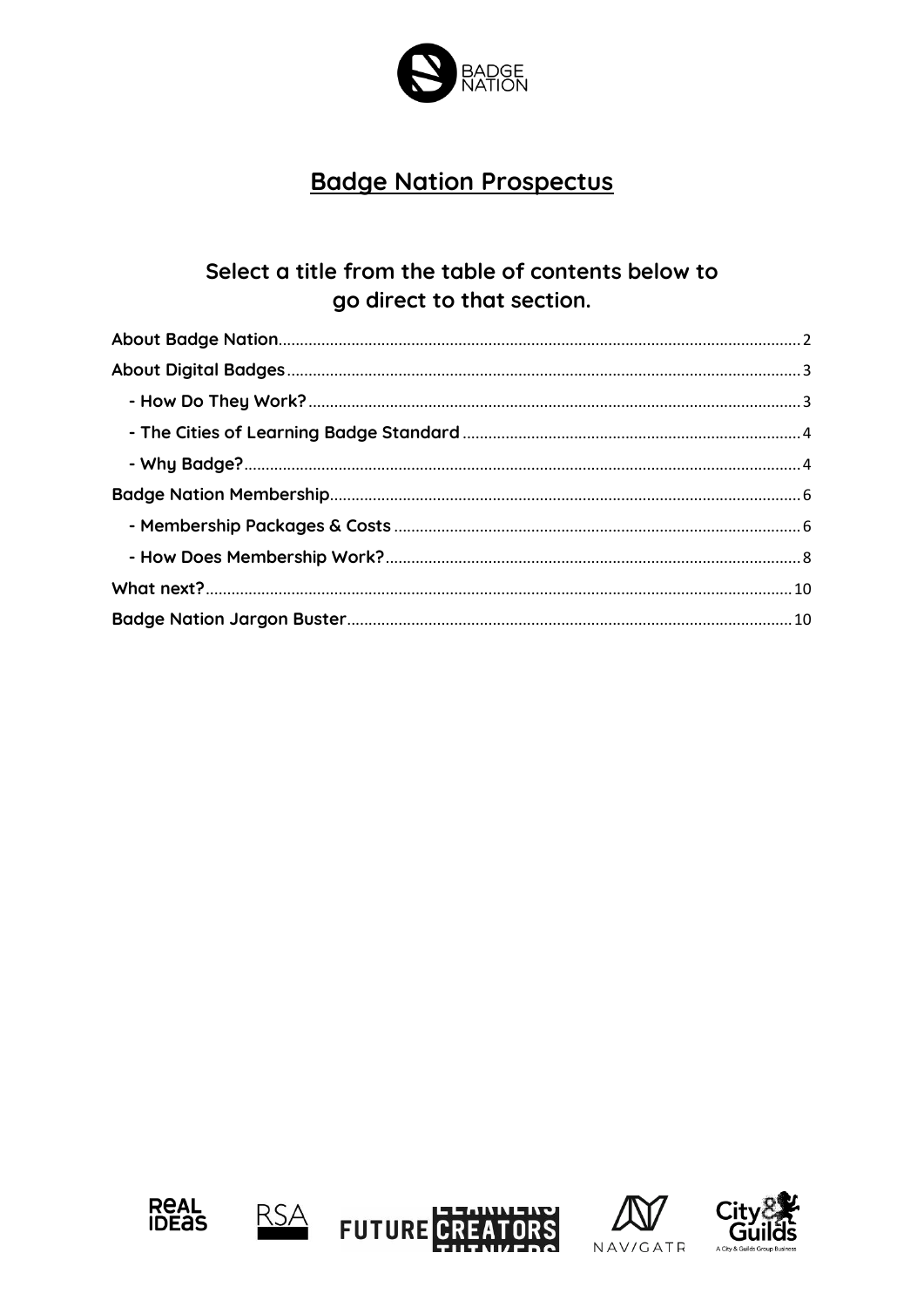# Badge Nation Prospectus

## Select a title from the table of contents below to go direct to that section.

- **About Badge Nation** ... 2
- **About Digital Badges** ... 3
  - **- How Do They Work?** ... 3
  - **- The Cities of Learning Badge Standard** ... 4
  - **- Why Badge?** ... 4
- **Badge Nation Membership** ... 6
  - **- Membership Packages & Costs** ... 6
  - **- How Does Membership Work?** ... 8
- **What next?** ... 10
- **Badge Nation Jargon Buster** ... 10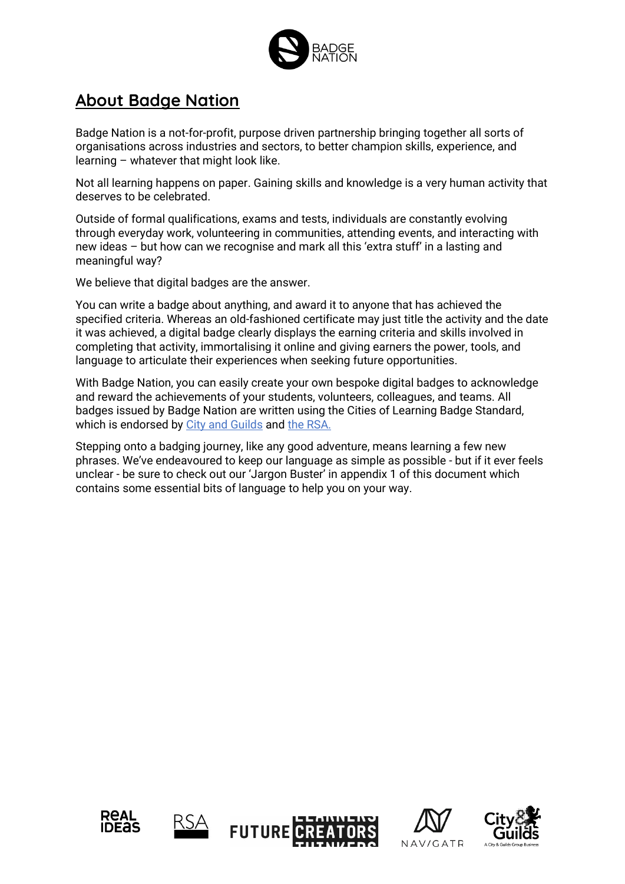## About Badge Nation

Badge Nation is a not-for-profit, purpose driven partnership bringing together all sorts of organisations across industries and sectors, to better champion skills, experience, and learning – whatever that might look like.

Not all learning happens on paper. Gaining skills and knowledge is a very human activity that deserves to be celebrated.

Outside of formal qualifications, exams and tests, individuals are constantly evolving through everyday work, volunteering in communities, attending events, and interacting with new ideas – but how can we recognise and mark all this 'extra stuff' in a lasting and meaningful way?

We believe that digital badges are the answer.

You can write a badge about anything, and award it to anyone that has achieved the specified criteria. Whereas an old-fashioned certificate may just title the activity and the date it was achieved, a digital badge clearly displays the earning criteria and skills involved in completing that activity, immortalising it online and giving earners the power, tools, and language to articulate their experiences when seeking future opportunities.

With Badge Nation, you can easily create your own bespoke digital badges to acknowledge and reward the achievements of your students, volunteers, colleagues, and teams. All badges issued by Badge Nation are written using the Cities of Learning Badge Standard, which is endorsed by City and Guilds and the RSA.

Stepping onto a badging journey, like any good adventure, means learning a few new phrases. We've endeavoured to keep our language as simple as possible - but if it ever feels unclear - be sure to check out our 'Jargon Buster' in appendix 1 of this document which contains some essential bits of language to help you on your way.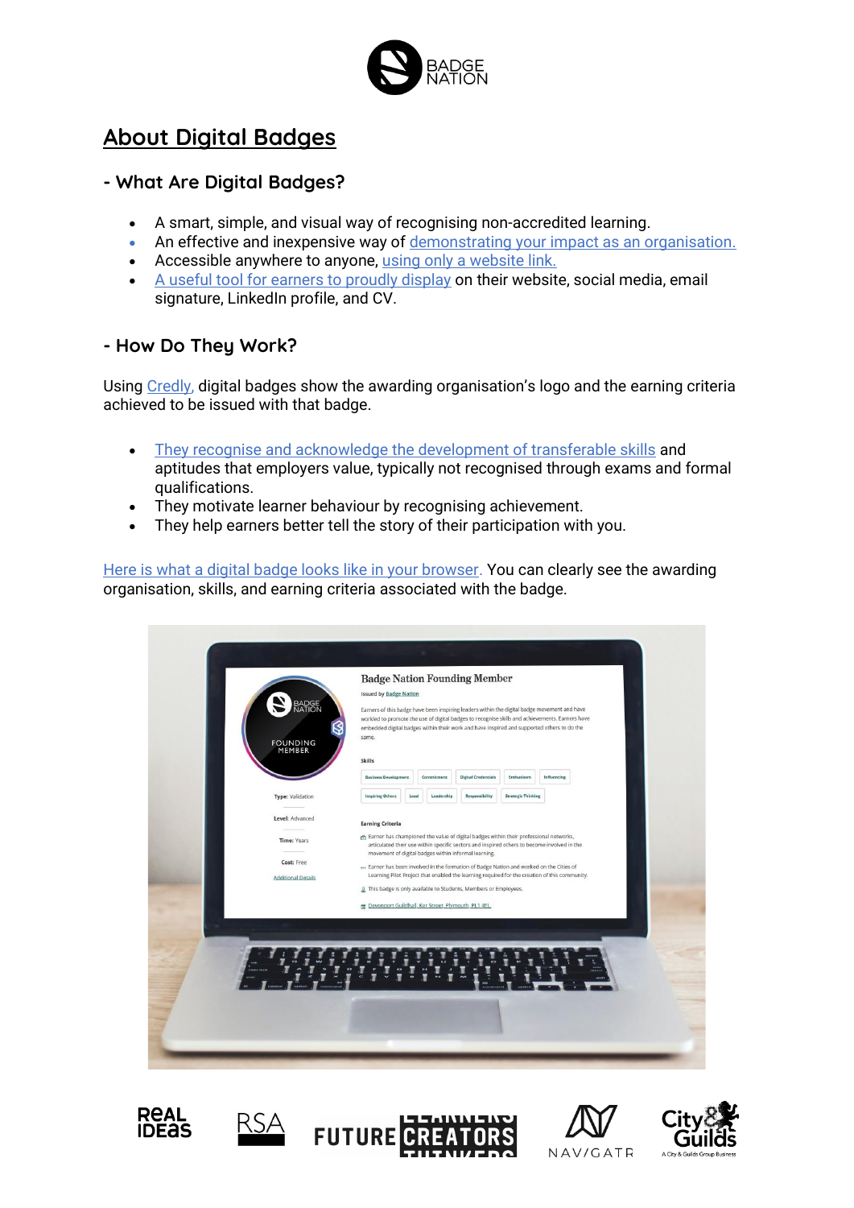# About Digital Badges

## - What Are Digital Badges?

- A smart, simple, and visual way of recognising non-accredited learning.
- An effective and inexpensive way of demonstrating your impact as an organisation.
- Accessible anywhere to anyone, using only a website link.
- A useful tool for earners to proudly display on their website, social media, email signature, LinkedIn profile, and CV.

## - How Do They Work?

Using Credly, digital badges show the awarding organisation's logo and the earning criteria achieved to be issued with that badge.

- They recognise and acknowledge the development of transferable skills and aptitudes that employers value, typically not recognised through exams and formal qualifications.
- They motivate learner behaviour by recognising achievement.
- They help earners better tell the story of their participation with you.

Here is what a digital badge looks like in your browser. You can clearly see the awarding organisation, skills, and earning criteria associated with the badge.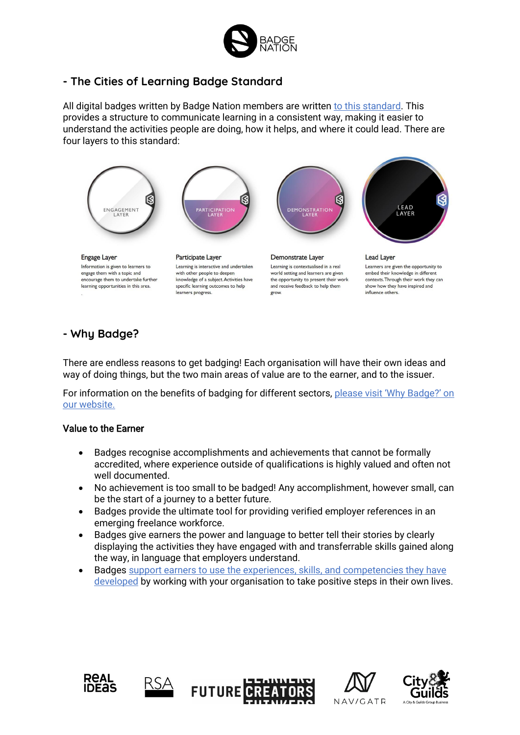## - The Cities of Learning Badge Standard

All digital badges written by Badge Nation members are written to this standard. This provides a structure to communicate learning in a consistent way, making it easier to understand the activities people are doing, how it helps, and where it could lead. There are four layers to this standard:

**Engage Layer**

Information is given to learners to engage them with a topic and encourage them to undertake further learning opportunities in this area.

**Participate Layer**

Learning is interactive and undertaken with other people to deepen knowledge of a subject. Activities have specific learning outcomes to help learners progress.

**Demonstrate Layer**

Learning is contextualised in a real world setting and learners are given the opportunity to present their work and receive feedback to help them grow.

**Lead Layer**

Learners are given the opportunity to embed their knowledge in different contexts. Through their work they can show how they have inspired and influence others.

## - Why Badge?

There are endless reasons to get badging! Each organisation will have their own ideas and way of doing things, but the two main areas of value are to the earner, and to the issuer.

For information on the benefits of badging for different sectors, please visit 'Why Badge?' on our website.

### Value to the Earner

- Badges recognise accomplishments and achievements that cannot be formally accredited, where experience outside of qualifications is highly valued and often not well documented.
- No achievement is too small to be badged! Any accomplishment, however small, can be the start of a journey to a better future.
- Badges provide the ultimate tool for providing verified employer references in an emerging freelance workforce.
- Badges give earners the power and language to better tell their stories by clearly displaying the activities they have engaged with and transferrable skills gained along the way, in language that employers understand.
- Badges support earners to use the experiences, skills, and competencies they have developed by working with your organisation to take positive steps in their own lives.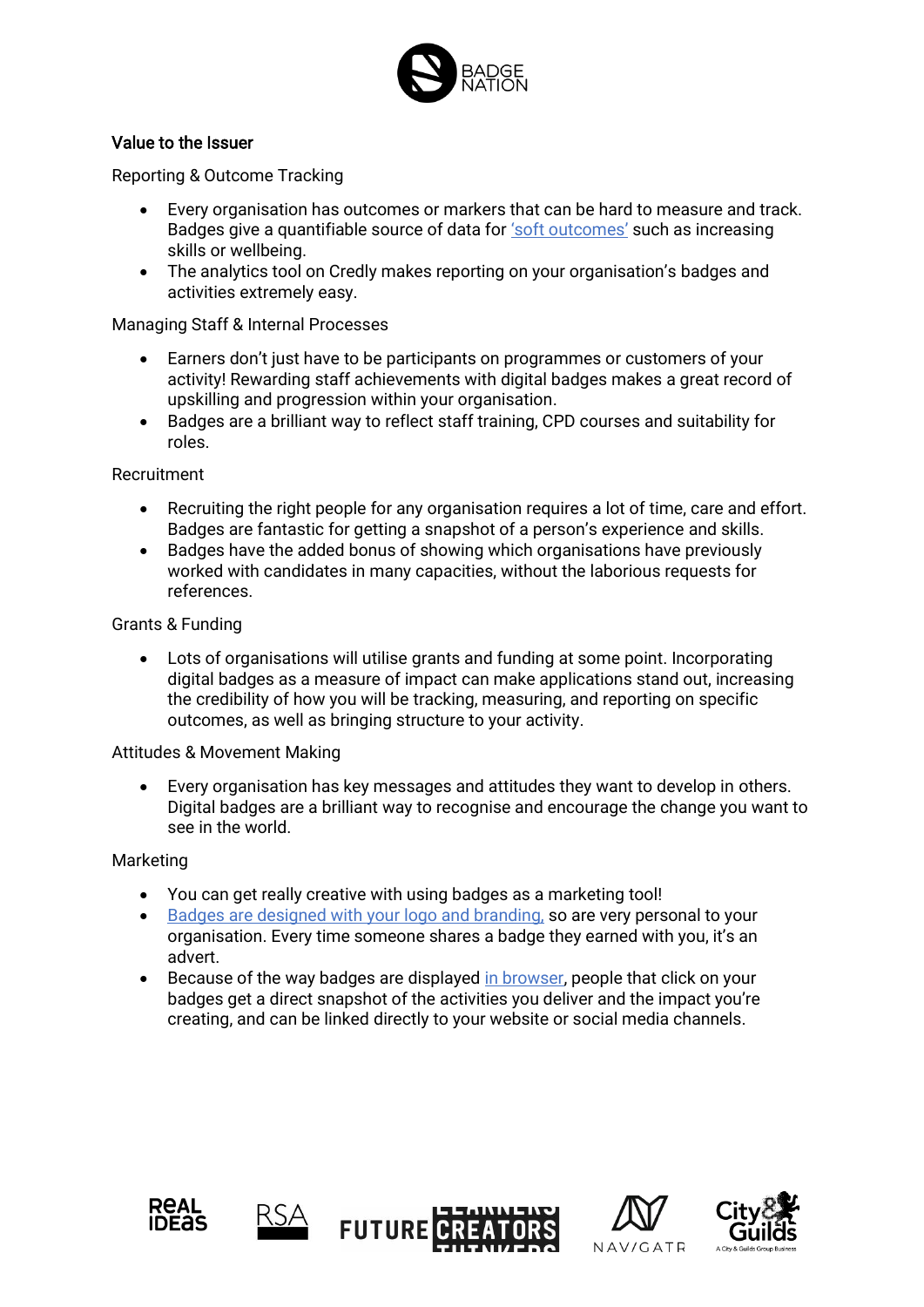## Value to the Issuer

### Reporting & Outcome Tracking

- Every organisation has outcomes or markers that can be hard to measure and track. Badges give a quantifiable source of data for 'soft outcomes' such as increasing skills or wellbeing.
- The analytics tool on Credly makes reporting on your organisation's badges and activities extremely easy.

### Managing Staff & Internal Processes

- Earners don't just have to be participants on programmes or customers of your activity! Rewarding staff achievements with digital badges makes a great record of upskilling and progression within your organisation.
- Badges are a brilliant way to reflect staff training, CPD courses and suitability for roles.

### Recruitment

- Recruiting the right people for any organisation requires a lot of time, care and effort. Badges are fantastic for getting a snapshot of a person's experience and skills.
- Badges have the added bonus of showing which organisations have previously worked with candidates in many capacities, without the laborious requests for references.

### Grants & Funding

- Lots of organisations will utilise grants and funding at some point. Incorporating digital badges as a measure of impact can make applications stand out, increasing the credibility of how you will be tracking, measuring, and reporting on specific outcomes, as well as bringing structure to your activity.

### Attitudes & Movement Making

- Every organisation has key messages and attitudes they want to develop in others. Digital badges are a brilliant way to recognise and encourage the change you want to see in the world.

### Marketing

- You can get really creative with using badges as a marketing tool!
- Badges are designed with your logo and branding, so are very personal to your organisation. Every time someone shares a badge they earned with you, it's an advert.
- Because of the way badges are displayed in browser, people that click on your badges get a direct snapshot of the activities you deliver and the impact you're creating, and can be linked directly to your website or social media channels.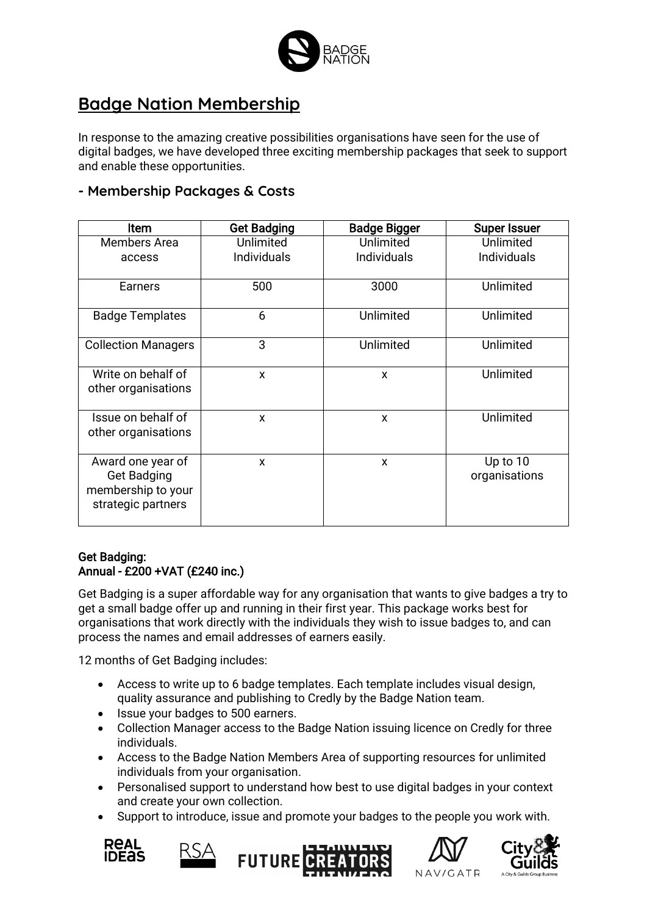## Badge Nation Membership

In response to the amazing creative possibilities organisations have seen for the use of digital badges, we have developed three exciting membership packages that seek to support and enable these opportunities.

### - Membership Packages & Costs

| Item | Get Badging | Badge Bigger | Super Issuer |
|---|---|---|---|
| Members Area access | Unlimited Individuals | Unlimited Individuals | Unlimited Individuals |
| Earners | 500 | 3000 | Unlimited |
| Badge Templates | 6 | Unlimited | Unlimited |
| Collection Managers | 3 | Unlimited | Unlimited |
| Write on behalf of other organisations | x | x | Unlimited |
| Issue on behalf of other organisations | x | x | Unlimited |
| Award one year of Get Badging membership to your strategic partners | x | x | Up to 10 organisations |

**Get Badging:**
**Annual - £200 +VAT (£240 inc.)**

Get Badging is a super affordable way for any organisation that wants to give badges a try to get a small badge offer up and running in their first year. This package works best for organisations that work directly with the individuals they wish to issue badges to, and can process the names and email addresses of earners easily.

12 months of Get Badging includes:

- Access to write up to 6 badge templates. Each template includes visual design, quality assurance and publishing to Credly by the Badge Nation team.
- Issue your badges to 500 earners.
- Collection Manager access to the Badge Nation issuing licence on Credly for three individuals.
- Access to the Badge Nation Members Area of supporting resources for unlimited individuals from your organisation.
- Personalised support to understand how best to use digital badges in your context and create your own collection.
- Support to introduce, issue and promote your badges to the people you work with.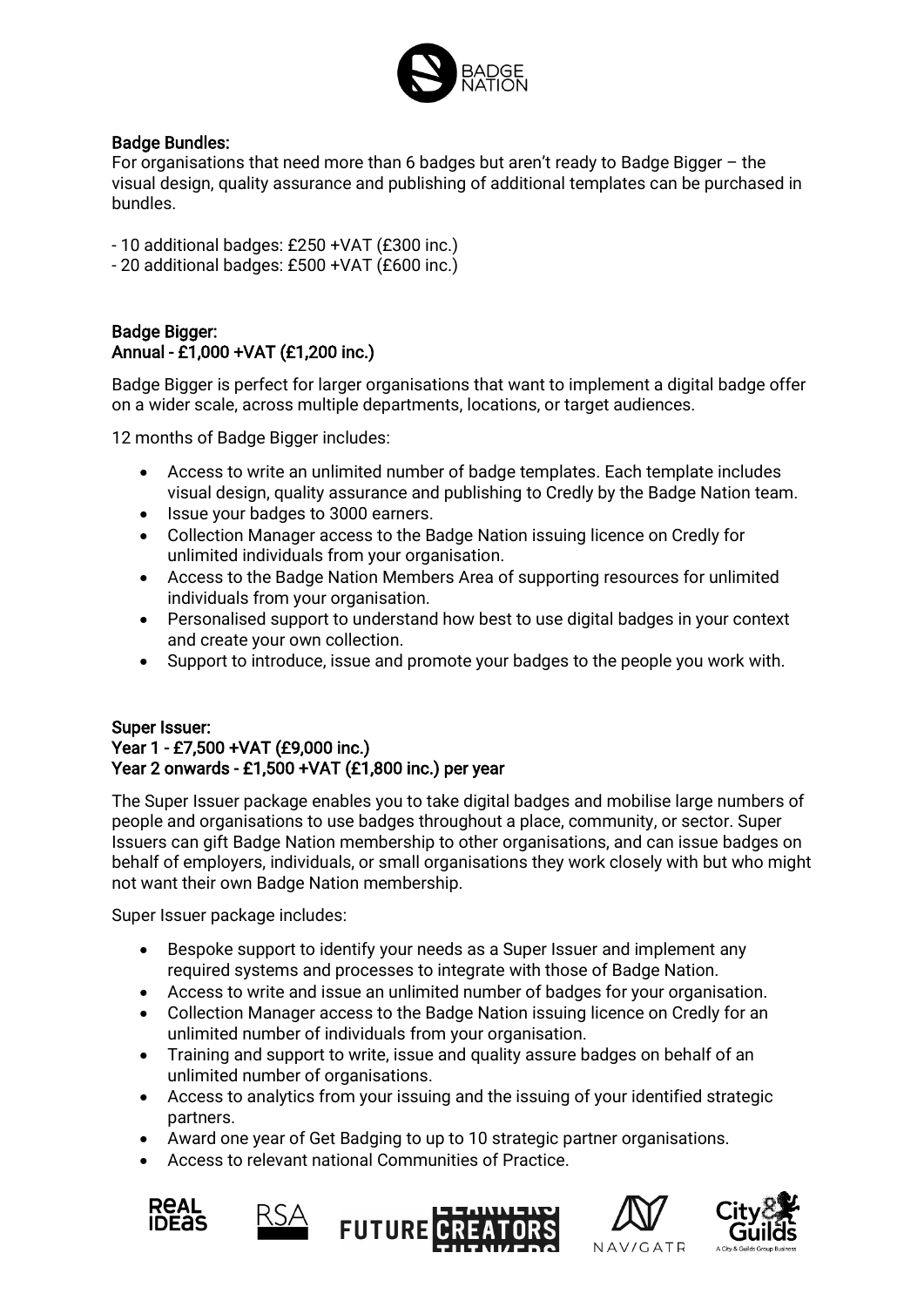### Badge Bundles:

For organisations that need more than 6 badges but aren't ready to Badge Bigger – the visual design, quality assurance and publishing of additional templates can be purchased in bundles.

- 10 additional badges: £250 +VAT (£300 inc.)
- 20 additional badges: £500 +VAT (£600 inc.)

### Badge Bigger:
### Annual - £1,000 +VAT (£1,200 inc.)

Badge Bigger is perfect for larger organisations that want to implement a digital badge offer on a wider scale, across multiple departments, locations, or target audiences.

12 months of Badge Bigger includes:

- Access to write an unlimited number of badge templates. Each template includes visual design, quality assurance and publishing to Credly by the Badge Nation team.
- Issue your badges to 3000 earners.
- Collection Manager access to the Badge Nation issuing licence on Credly for unlimited individuals from your organisation.
- Access to the Badge Nation Members Area of supporting resources for unlimited individuals from your organisation.
- Personalised support to understand how best to use digital badges in your context and create your own collection.
- Support to introduce, issue and promote your badges to the people you work with.

### Super Issuer:
### Year 1 - £7,500 +VAT (£9,000 inc.)
### Year 2 onwards - £1,500 +VAT (£1,800 inc.) per year

The Super Issuer package enables you to take digital badges and mobilise large numbers of people and organisations to use badges throughout a place, community, or sector. Super Issuers can gift Badge Nation membership to other organisations, and can issue badges on behalf of employers, individuals, or small organisations they work closely with but who might not want their own Badge Nation membership.

Super Issuer package includes:

- Bespoke support to identify your needs as a Super Issuer and implement any required systems and processes to integrate with those of Badge Nation.
- Access to write and issue an unlimited number of badges for your organisation.
- Collection Manager access to the Badge Nation issuing licence on Credly for an unlimited number of individuals from your organisation.
- Training and support to write, issue and quality assure badges on behalf of an unlimited number of organisations.
- Access to analytics from your issuing and the issuing of your identified strategic partners.
- Award one year of Get Badging to up to 10 strategic partner organisations.
- Access to relevant national Communities of Practice.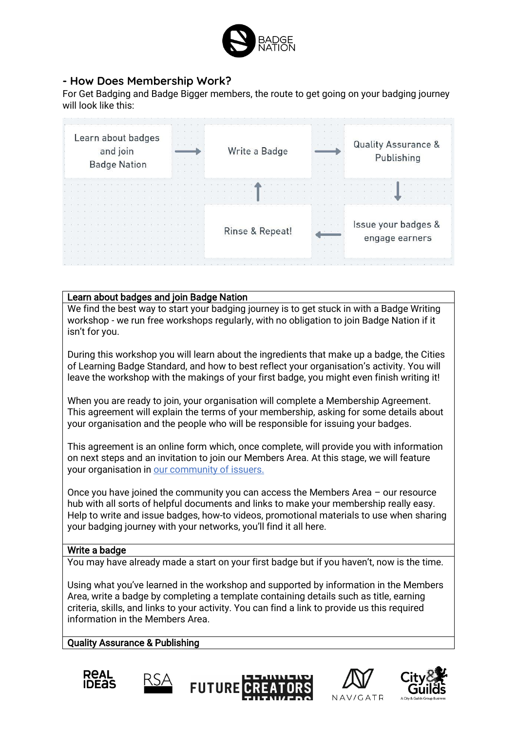## - How Does Membership Work?

For Get Badging and Badge Bigger members, the route to get going on your badging journey will look like this:

Learn about badges and join Badge Nation → Write a Badge → Quality Assurance & Publishing → Issue your badges & engage earners → Rinse & Repeat! → Write a Badge

| Learn about badges and join Badge Nation |
| --- |
| We find the best way to start your badging journey is to get stuck in with a Badge Writing workshop - we run free workshops regularly, with no obligation to join Badge Nation if it isn't for you.<br><br>During this workshop you will learn about the ingredients that make up a badge, the Cities of Learning Badge Standard, and how to best reflect your organisation's activity. You will leave the workshop with the makings of your first badge, you might even finish writing it!<br><br>When you are ready to join, your organisation will complete a Membership Agreement. This agreement will explain the terms of your membership, asking for some details about your organisation and the people who will be responsible for issuing your badges.<br><br>This agreement is an online form which, once complete, will provide you with information on next steps and an invitation to join our Members Area. At this stage, we will feature your organisation in our community of issuers.<br><br>Once you have joined the community you can access the Members Area – our resource hub with all sorts of helpful documents and links to make your membership really easy. Help to write and issue badges, how-to videos, promotional materials to use when sharing your badging journey with your networks, you'll find it all here. |
| **Write a badge** |
| You may have already made a start on your first badge but if you haven't, now is the time.<br><br>Using what you've learned in the workshop and supported by information in the Members Area, write a badge by completing a template containing details such as title, earning criteria, skills, and links to your activity. You can find a link to provide us this required information in the Members Area. |
| **Quality Assurance & Publishing** |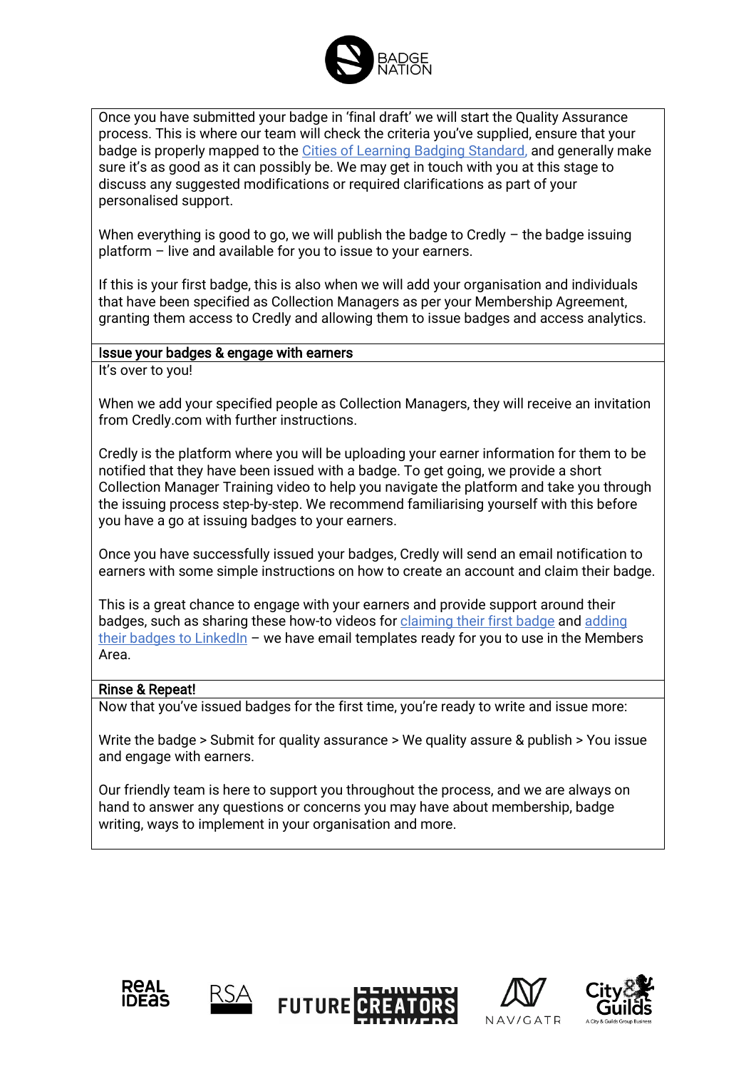Once you have submitted your badge in 'final draft' we will start the Quality Assurance process. This is where our team will check the criteria you've supplied, ensure that your badge is properly mapped to the Cities of Learning Badging Standard, and generally make sure it's as good as it can possibly be. We may get in touch with you at this stage to discuss any suggested modifications or required clarifications as part of your personalised support.

When everything is good to go, we will publish the badge to Credly – the badge issuing platform – live and available for you to issue to your earners.

If this is your first badge, this is also when we will add your organisation and individuals that have been specified as Collection Managers as per your Membership Agreement, granting them access to Credly and allowing them to issue badges and access analytics.

### Issue your badges & engage with earners

It's over to you!

When we add your specified people as Collection Managers, they will receive an invitation from Credly.com with further instructions.

Credly is the platform where you will be uploading your earner information for them to be notified that they have been issued with a badge. To get going, we provide a short Collection Manager Training video to help you navigate the platform and take you through the issuing process step-by-step. We recommend familiarising yourself with this before you have a go at issuing badges to your earners.

Once you have successfully issued your badges, Credly will send an email notification to earners with some simple instructions on how to create an account and claim their badge.

This is a great chance to engage with your earners and provide support around their badges, such as sharing these how-to videos for claiming their first badge and adding their badges to LinkedIn – we have email templates ready for you to use in the Members Area.

### Rinse & Repeat!

Now that you've issued badges for the first time, you're ready to write and issue more:

Write the badge > Submit for quality assurance > We quality assure & publish > You issue and engage with earners.

Our friendly team is here to support you throughout the process, and we are always on hand to answer any questions or concerns you may have about membership, badge writing, ways to implement in your organisation and more.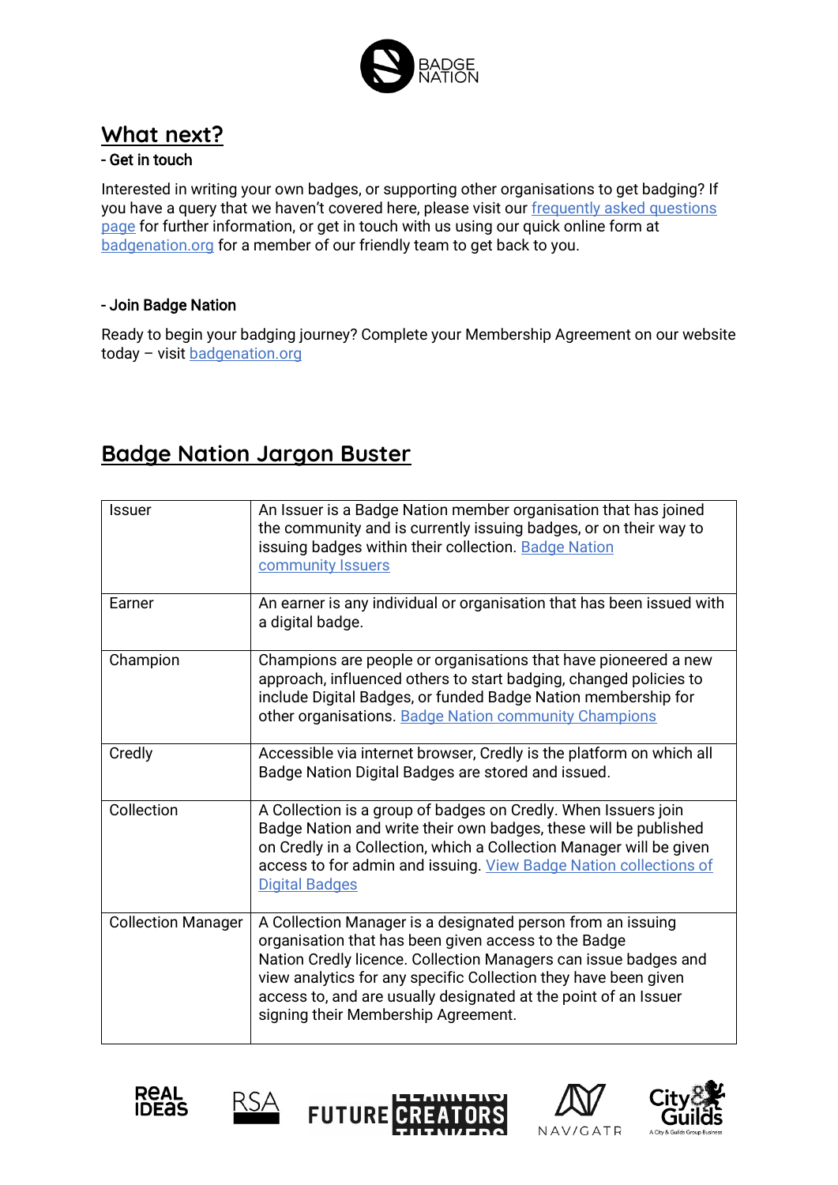## What next?

**- Get in touch**

Interested in writing your own badges, or supporting other organisations to get badging? If you have a query that we haven't covered here, please visit our frequently asked questions page for further information, or get in touch with us using our quick online form at badgenation.org for a member of our friendly team to get back to you.

**- Join Badge Nation**

Ready to begin your badging journey? Complete your Membership Agreement on our website today – visit badgenation.org

## Badge Nation Jargon Buster

| Term | Definition |
| --- | --- |
| Issuer | An Issuer is a Badge Nation member organisation that has joined the community and is currently issuing badges, or on their way to issuing badges within their collection. Badge Nation community Issuers |
| Earner | An earner is any individual or organisation that has been issued with a digital badge. |
| Champion | Champions are people or organisations that have pioneered a new approach, influenced others to start badging, changed policies to include Digital Badges, or funded Badge Nation membership for other organisations. Badge Nation community Champions |
| Credly | Accessible via internet browser, Credly is the platform on which all Badge Nation Digital Badges are stored and issued. |
| Collection | A Collection is a group of badges on Credly. When Issuers join Badge Nation and write their own badges, these will be published on Credly in a Collection, which a Collection Manager will be given access to for admin and issuing. View Badge Nation collections of Digital Badges |
| Collection Manager | A Collection Manager is a designated person from an issuing organisation that has been given access to the Badge Nation Credly licence. Collection Managers can issue badges and view analytics for any specific Collection they have been given access to, and are usually designated at the point of an Issuer signing their Membership Agreement. |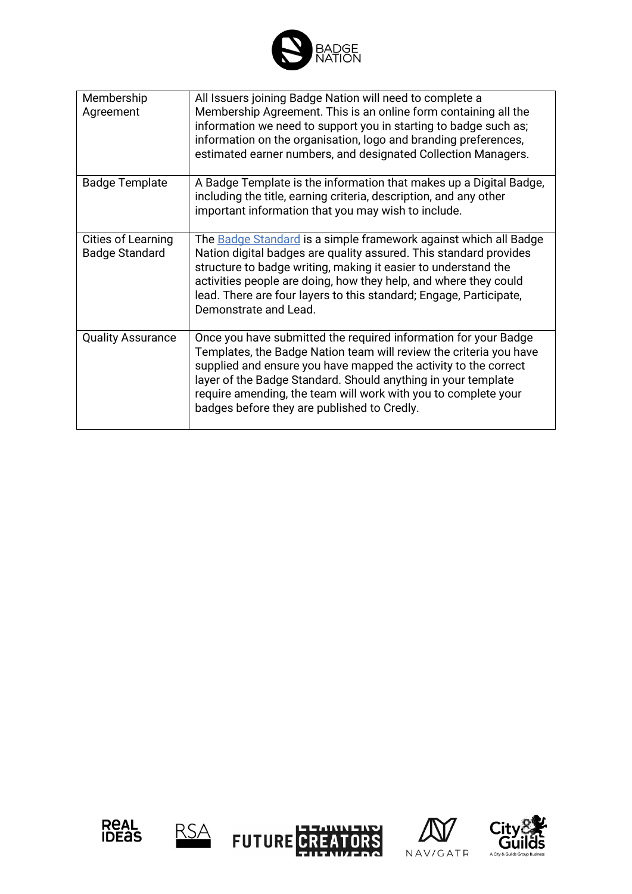| | |
|---|---|
| Membership Agreement | All Issuers joining Badge Nation will need to complete a Membership Agreement. This is an online form containing all the information we need to support you in starting to badge such as; information on the organisation, logo and branding preferences, estimated earner numbers, and designated Collection Managers. |
| Badge Template | A Badge Template is the information that makes up a Digital Badge, including the title, earning criteria, description, and any other important information that you may wish to include. |
| Cities of Learning Badge Standard | The Badge Standard is a simple framework against which all Badge Nation digital badges are quality assured. This standard provides structure to badge writing, making it easier to understand the activities people are doing, how they help, and where they could lead. There are four layers to this standard; Engage, Participate, Demonstrate and Lead. |
| Quality Assurance | Once you have submitted the required information for your Badge Templates, the Badge Nation team will review the criteria you have supplied and ensure you have mapped the activity to the correct layer of the Badge Standard. Should anything in your template require amending, the team will work with you to complete your badges before they are published to Credly. |